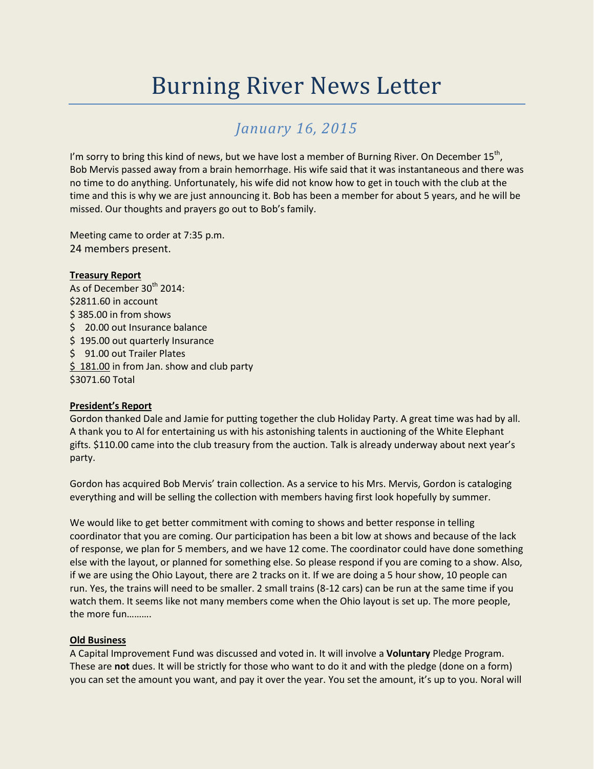# Burning River News Letter

## *January 16, 2015*

I'm sorry to bring this kind of news, but we have lost a member of Burning River. On December 15th, Bob Mervis passed away from a brain hemorrhage. His wife said that it was instantaneous and there was no time to do anything. Unfortunately, his wife did not know how to get in touch with the club at the time and this is why we are just announcing it. Bob has been a member for about 5 years, and he will be missed. Our thoughts and prayers go out to Bob's family.

Meeting came to order at 7:35 p.m.
24 members present.

**Treasury Report**

As of December 30th 2014:
$2811.60 in account
$ 385.00 in from shows
$ 20.00 out Insurance balance
$ 195.00 out quarterly Insurance
$ 91.00 out Trailer Plates
$ 181.00 in from Jan. show and club party
$3071.60 Total

**President's Report**

Gordon thanked Dale and Jamie for putting together the club Holiday Party. A great time was had by all. A thank you to Al for entertaining us with his astonishing talents in auctioning of the White Elephant gifts. $110.00 came into the club treasury from the auction. Talk is already underway about next year's party.

Gordon has acquired Bob Mervis' train collection. As a service to his Mrs. Mervis, Gordon is cataloging everything and will be selling the collection with members having first look hopefully by summer.

We would like to get better commitment with coming to shows and better response in telling coordinator that you are coming. Our participation has been a bit low at shows and because of the lack of response, we plan for 5 members, and we have 12 come. The coordinator could have done something else with the layout, or planned for something else. So please respond if you are coming to a show. Also, if we are using the Ohio Layout, there are 2 tracks on it. If we are doing a 5 hour show, 10 people can run. Yes, the trains will need to be smaller. 2 small trains (8-12 cars) can be run at the same time if you watch them. It seems like not many members come when the Ohio layout is set up. The more people, the more fun……….

**Old Business**

A Capital Improvement Fund was discussed and voted in. It will involve a **Voluntary** Pledge Program. These are **not** dues. It will be strictly for those who want to do it and with the pledge (done on a form) you can set the amount you want, and pay it over the year. You set the amount, it's up to you. Noral will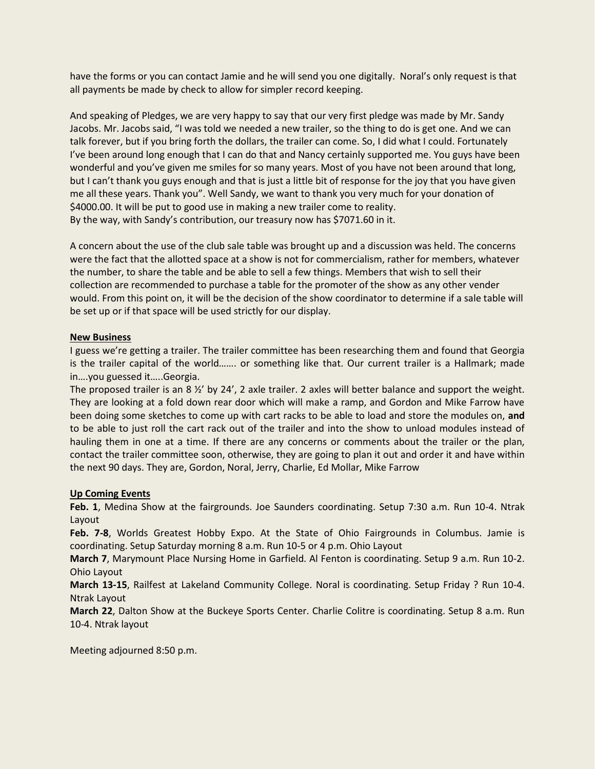have the forms or you can contact Jamie and he will send you one digitally. Noral's only request is that all payments be made by check to allow for simpler record keeping.

And speaking of Pledges, we are very happy to say that our very first pledge was made by Mr. Sandy Jacobs. Mr. Jacobs said, "I was told we needed a new trailer, so the thing to do is get one. And we can talk forever, but if you bring forth the dollars, the trailer can come. So, I did what I could. Fortunately I've been around long enough that I can do that and Nancy certainly supported me. You guys have been wonderful and you've given me smiles for so many years. Most of you have not been around that long, but I can't thank you guys enough and that is just a little bit of response for the joy that you have given me all these years. Thank you". Well Sandy, we want to thank you very much for your donation of $4000.00. It will be put to good use in making a new trailer come to reality.
By the way, with Sandy's contribution, our treasury now has $7071.60 in it.

A concern about the use of the club sale table was brought up and a discussion was held. The concerns were the fact that the allotted space at a show is not for commercialism, rather for members, whatever the number, to share the table and be able to sell a few things. Members that wish to sell their collection are recommended to purchase a table for the promoter of the show as any other vender would. From this point on, it will be the decision of the show coordinator to determine if a sale table will be set up or if that space will be used strictly for our display.

**New Business**

I guess we're getting a trailer. The trailer committee has been researching them and found that Georgia is the trailer capital of the world……. or something like that. Our current trailer is a Hallmark; made in….you guessed it…..Georgia.
The proposed trailer is an 8 ½' by 24', 2 axle trailer. 2 axles will better balance and support the weight. They are looking at a fold down rear door which will make a ramp, and Gordon and Mike Farrow have been doing some sketches to come up with cart racks to be able to load and store the modules on, **and** to be able to just roll the cart rack out of the trailer and into the show to unload modules instead of hauling them in one at a time. If there are any concerns or comments about the trailer or the plan, contact the trailer committee soon, otherwise, they are going to plan it out and order it and have within the next 90 days. They are, Gordon, Noral, Jerry, Charlie, Ed Mollar, Mike Farrow

**Up Coming Events**

**Feb. 1**, Medina Show at the fairgrounds. Joe Saunders coordinating. Setup 7:30 a.m. Run 10-4. Ntrak Layout

**Feb. 7-8**, Worlds Greatest Hobby Expo. At the State of Ohio Fairgrounds in Columbus. Jamie is coordinating. Setup Saturday morning 8 a.m. Run 10-5 or 4 p.m. Ohio Layout

**March 7**, Marymount Place Nursing Home in Garfield. Al Fenton is coordinating. Setup 9 a.m. Run 10-2. Ohio Layout

**March 13-15**, Railfest at Lakeland Community College. Noral is coordinating. Setup Friday ? Run 10-4. Ntrak Layout

**March 22**, Dalton Show at the Buckeye Sports Center. Charlie Colitre is coordinating. Setup 8 a.m. Run 10-4. Ntrak layout

Meeting adjourned 8:50 p.m.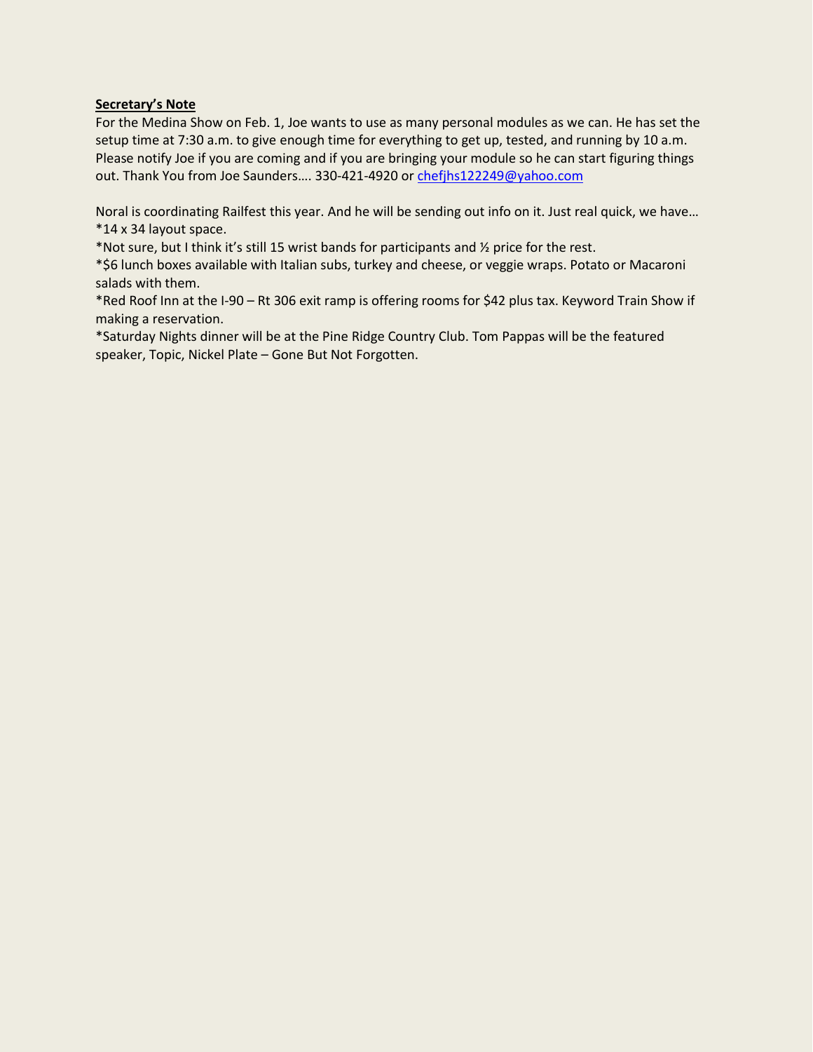**Secretary's Note**

For the Medina Show on Feb. 1, Joe wants to use as many personal modules as we can. He has set the setup time at 7:30 a.m. to give enough time for everything to get up, tested, and running by 10 a.m. Please notify Joe if you are coming and if you are bringing your module so he can start figuring things out. Thank You from Joe Saunders…. 330-421-4920 or chefjhs122249@yahoo.com

Noral is coordinating Railfest this year. And he will be sending out info on it. Just real quick, we have…
*14 x 34 layout space.
*Not sure, but I think it's still 15 wrist bands for participants and ½ price for the rest.
*$6 lunch boxes available with Italian subs, turkey and cheese, or veggie wraps. Potato or Macaroni salads with them.
*Red Roof Inn at the I-90 – Rt 306 exit ramp is offering rooms for $42 plus tax. Keyword Train Show if making a reservation.
*Saturday Nights dinner will be at the Pine Ridge Country Club. Tom Pappas will be the featured speaker, Topic, Nickel Plate – Gone But Not Forgotten.